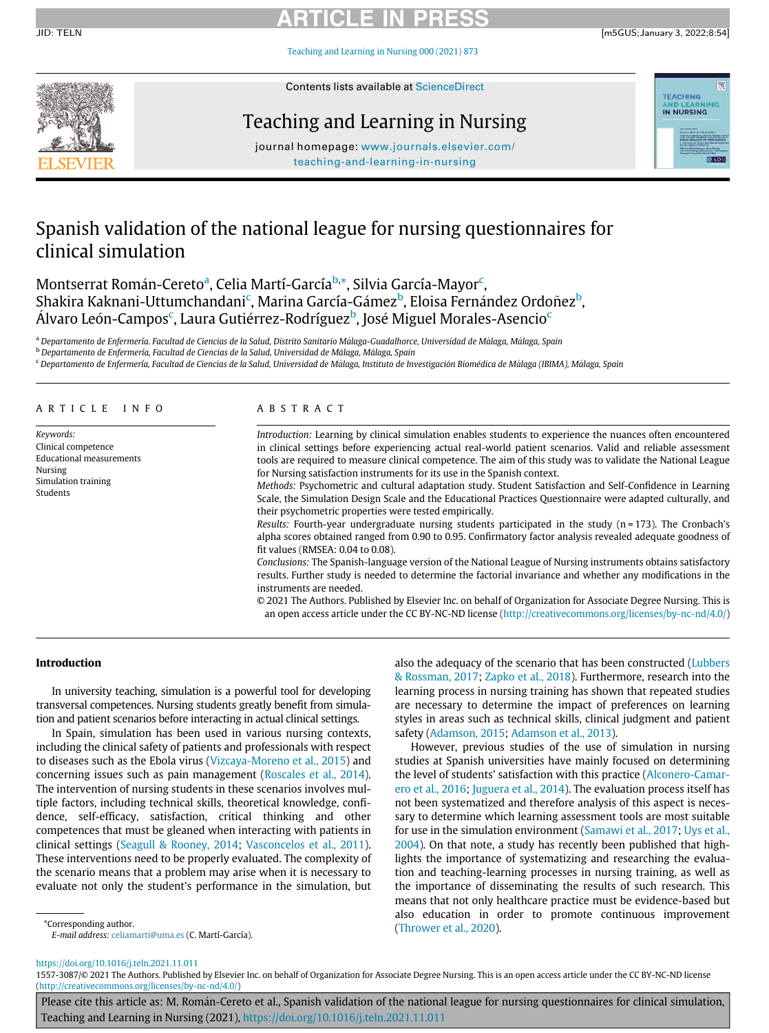# Spanish validation of the national league for nursing questionnaires for clinical simulation

Montserrat Román-Cereto[a], Celia Martí-García[b,*], Silvia García-Mayor[c], Shakira Kaknani-Uttumchandani[c], Marina García-Gámez[b], Eloisa Fernández Ordoñez[b], Álvaro León-Campos[c], Laura Gutiérrez-Rodríguez[b], José Miguel Morales-Asencio[c]

[a] *Departamento de Enfermería. Facultad de Ciencias de la Salud, Distrito Sanitario Málaga-Guadalhorce, Universidad de Málaga, Málaga, Spain*

[b] *Departamento de Enfermería, Facultad de Ciencias de la Salud, Universidad de Málaga, Málaga, Spain*

[c] *Departamento de Enfermería, Facultad de Ciencias de la Salud, Universidad de Málaga, Instituto de Investigación Biomédica de Málaga (IBIMA), Málaga, Spain*

## ARTICLE INFO

*Keywords:*
Clinical competence
Educational measurements
Nursing
Simulation training
Students

## ABSTRACT

*Introduction:* Learning by clinical simulation enables students to experience the nuances often encountered in clinical settings before experiencing actual real-world patient scenarios. Valid and reliable assessment tools are required to measure clinical competence. The aim of this study was to validate the National League for Nursing satisfaction instruments for its use in the Spanish context.

*Methods:* Psychometric and cultural adaptation study. Student Satisfaction and Self-Confidence in Learning Scale, the Simulation Design Scale and the Educational Practices Questionnaire were adapted culturally, and their psychometric properties were tested empirically.

*Results:* Fourth-year undergraduate nursing students participated in the study (n = 173). The Cronbach's alpha scores obtained ranged from 0.90 to 0.95. Confirmatory factor analysis revealed adequate goodness of fit values (RMSEA: 0.04 to 0.08).

*Conclusions:* The Spanish-language version of the National League of Nursing instruments obtains satisfactory results. Further study is needed to determine the factorial invariance and whether any modifications in the instruments are needed.

© 2021 The Authors. Published by Elsevier Inc. on behalf of Organization for Associate Degree Nursing. This is an open access article under the CC BY-NC-ND license (http://creativecommons.org/licenses/by-nc-nd/4.0/)

## Introduction

In university teaching, simulation is a powerful tool for developing transversal competences. Nursing students greatly benefit from simulation and patient scenarios before interacting in actual clinical settings.

In Spain, simulation has been used in various nursing contexts, including the clinical safety of patients and professionals with respect to diseases such as the Ebola virus (Vizcaya-Moreno et al., 2015) and concerning issues such as pain management (Roscales et al., 2014). The intervention of nursing students in these scenarios involves multiple factors, including technical skills, theoretical knowledge, confidence, self-efficacy, satisfaction, critical thinking and other competences that must be gleaned when interacting with patients in clinical settings (Seagull & Rooney, 2014; Vasconcelos et al., 2011). These interventions need to be properly evaluated. The complexity of the scenario means that a problem may arise when it is necessary to evaluate not only the student's performance in the simulation, but also the adequacy of the scenario that has been constructed (Lubbers & Rossman, 2017; Zapko et al., 2018). Furthermore, research into the learning process in nursing training has shown that repeated studies are necessary to determine the impact of preferences on learning styles in areas such as technical skills, clinical judgment and patient safety (Adamson, 2015; Adamson et al., 2013).

However, previous studies of the use of simulation in nursing studies at Spanish universities have mainly focused on determining the level of students' satisfaction with this practice (Alconero-Camarero et al., 2016; Juguera et al., 2014). The evaluation process itself has not been systematized and therefore analysis of this aspect is necessary to determine which learning assessment tools are most suitable for use in the simulation environment (Samawi et al., 2017; Uys et al., 2004). On that note, a study has recently been published that highlights the importance of systematizing and researching the evaluation and teaching-learning processes in nursing training, as well as the importance of disseminating the results of such research. This means that not only healthcare practice must be evidence-based but also education in order to promote continuous improvement (Thrower et al., 2020).

*Corresponding author.
*E-mail address:* celiamarti@uma.es (C. Martí-García).

https://doi.org/10.1016/j.teln.2021.11.011
1557-3087/© 2021 The Authors. Published by Elsevier Inc. on behalf of Organization for Associate Degree Nursing. This is an open access article under the CC BY-NC-ND license (http://creativecommons.org/licenses/by-nc-nd/4.0/)

Please cite this article as: M. Román-Cereto et al., Spanish validation of the national league for nursing questionnaires for clinical simulation, Teaching and Learning in Nursing (2021), https://doi.org/10.1016/j.teln.2021.11.011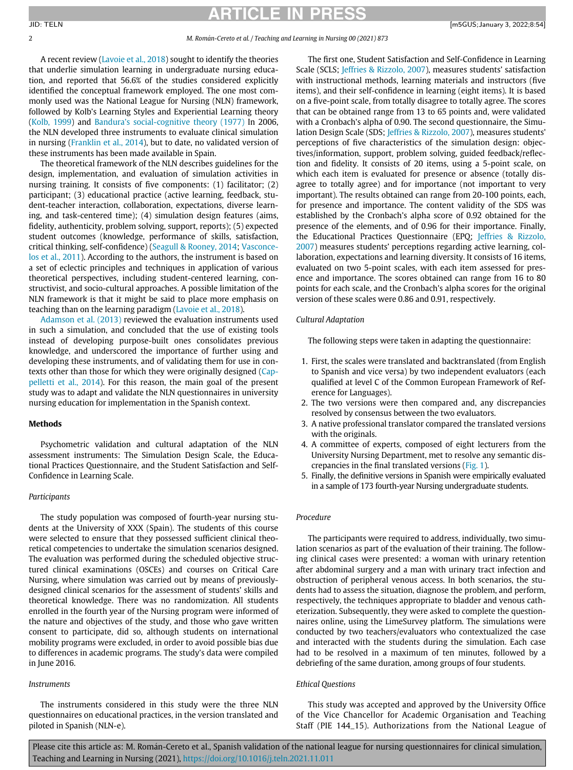A recent review (Lavoie et al., 2018) sought to identify the theories that underlie simulation learning in undergraduate nursing education, and reported that 56.6% of the studies considered explicitly identified the conceptual framework employed. The one most commonly used was the National League for Nursing (NLN) framework, followed by Kolb's Learning Styles and Experiential Learning theory (Kolb, 1999) and Bandura's social-cognitive theory (1977) In 2006, the NLN developed three instruments to evaluate clinical simulation in nursing (Franklin et al., 2014), but to date, no validated version of these instruments has been made available in Spain.

The theoretical framework of the NLN describes guidelines for the design, implementation, and evaluation of simulation activities in nursing training. It consists of five components: (1) facilitator; (2) participant; (3) educational practice (active learning, feedback, student-teacher interaction, collaboration, expectations, diverse learning, and task-centered time); (4) simulation design features (aims, fidelity, authenticity, problem solving, support, reports); (5) expected student outcomes (knowledge, performance of skills, satisfaction, critical thinking, self-confidence) (Seagull & Rooney, 2014; Vasconcelos et al., 2011). According to the authors, the instrument is based on a set of eclectic principles and techniques in application of various theoretical perspectives, including student-centered learning, constructivist, and socio-cultural approaches. A possible limitation of the NLN framework is that it might be said to place more emphasis on teaching than on the learning paradigm (Lavoie et al., 2018).

Adamson et al. (2013) reviewed the evaluation instruments used in such a simulation, and concluded that the use of existing tools instead of developing purpose-built ones consolidates previous knowledge, and underscored the importance of further using and developing these instruments, and of validating them for use in contexts other than those for which they were originally designed (Cappelletti et al., 2014). For this reason, the main goal of the present study was to adapt and validate the NLN questionnaires in university nursing education for implementation in the Spanish context.

## Methods

Psychometric validation and cultural adaptation of the NLN assessment instruments: The Simulation Design Scale, the Educational Practices Questionnaire, and the Student Satisfaction and Self-Confidence in Learning Scale.

### *Participants*

The study population was composed of fourth-year nursing students at the University of XXX (Spain). The students of this course were selected to ensure that they possessed sufficient clinical theoretical competencies to undertake the simulation scenarios designed. The evaluation was performed during the scheduled objective structured clinical examinations (OSCEs) and courses on Critical Care Nursing, where simulation was carried out by means of previously-designed clinical scenarios for the assessment of students' skills and theoretical knowledge. There was no randomization. All students enrolled in the fourth year of the Nursing program were informed of the nature and objectives of the study, and those who gave written consent to participate, did so, although students on international mobility programs were excluded, in order to avoid possible bias due to differences in academic programs. The study's data were compiled in June 2016.

### *Instruments*

The instruments considered in this study were the three NLN questionnaires on educational practices, in the version translated and piloted in Spanish (NLN-e).

The first one, Student Satisfaction and Self-Confidence in Learning Scale (SCLS; Jeffries & Rizzolo, 2007), measures students' satisfaction with instructional methods, learning materials and instructors (five items), and their self-confidence in learning (eight items). It is based on a five-point scale, from totally disagree to totally agree. The scores that can be obtained range from 13 to 65 points and, were validated with a Cronbach's alpha of 0.90. The second questionnaire, the Simulation Design Scale (SDS; Jeffries & Rizzolo, 2007), measures students' perceptions of five characteristics of the simulation design: objectives/information, support, problem solving, guided feedback/reflection and fidelity. It consists of 20 items, using a 5-point scale, on which each item is evaluated for presence or absence (totally disagree to totally agree) and for importance (not important to very important). The results obtained can range from 20-100 points, each, for presence and importance. The content validity of the SDS was established by the Cronbach's alpha score of 0.92 obtained for the presence of the elements, and of 0.96 for their importance. Finally, the Educational Practices Questionnaire (EPQ; Jeffries & Rizzolo, 2007) measures students' perceptions regarding active learning, collaboration, expectations and learning diversity. It consists of 16 items, evaluated on two 5-point scales, with each item assessed for presence and importance. The scores obtained can range from 16 to 80 points for each scale, and the Cronbach's alpha scores for the original version of these scales were 0.86 and 0.91, respectively.

### *Cultural Adaptation*

The following steps were taken in adapting the questionnaire:

1. First, the scales were translated and backtranslated (from English to Spanish and vice versa) by two independent evaluators (each qualified at level C of the Common European Framework of Reference for Languages).
2. The two versions were then compared and, any discrepancies resolved by consensus between the two evaluators.
3. A native professional translator compared the translated versions with the originals.
4. A committee of experts, composed of eight lecturers from the University Nursing Department, met to resolve any semantic discrepancies in the final translated versions (Fig. 1).
5. Finally, the definitive versions in Spanish were empirically evaluated in a sample of 173 fourth-year Nursing undergraduate students.

### *Procedure*

The participants were required to address, individually, two simulation scenarios as part of the evaluation of their training. The following clinical cases were presented: a woman with urinary retention after abdominal surgery and a man with urinary tract infection and obstruction of peripheral venous access. In both scenarios, the students had to assess the situation, diagnose the problem, and perform, respectively, the techniques appropriate to bladder and venous catheterization. Subsequently, they were asked to complete the questionnaires online, using the LimeSurvey platform. The simulations were conducted by two teachers/evaluators who contextualized the case and interacted with the students during the simulation. Each case had to be resolved in a maximum of ten minutes, followed by a debriefing of the same duration, among groups of four students.

### *Ethical Questions*

This study was accepted and approved by the University Office of the Vice Chancellor for Academic Organisation and Teaching Staff (PIE 144_15). Authorizations from the National League of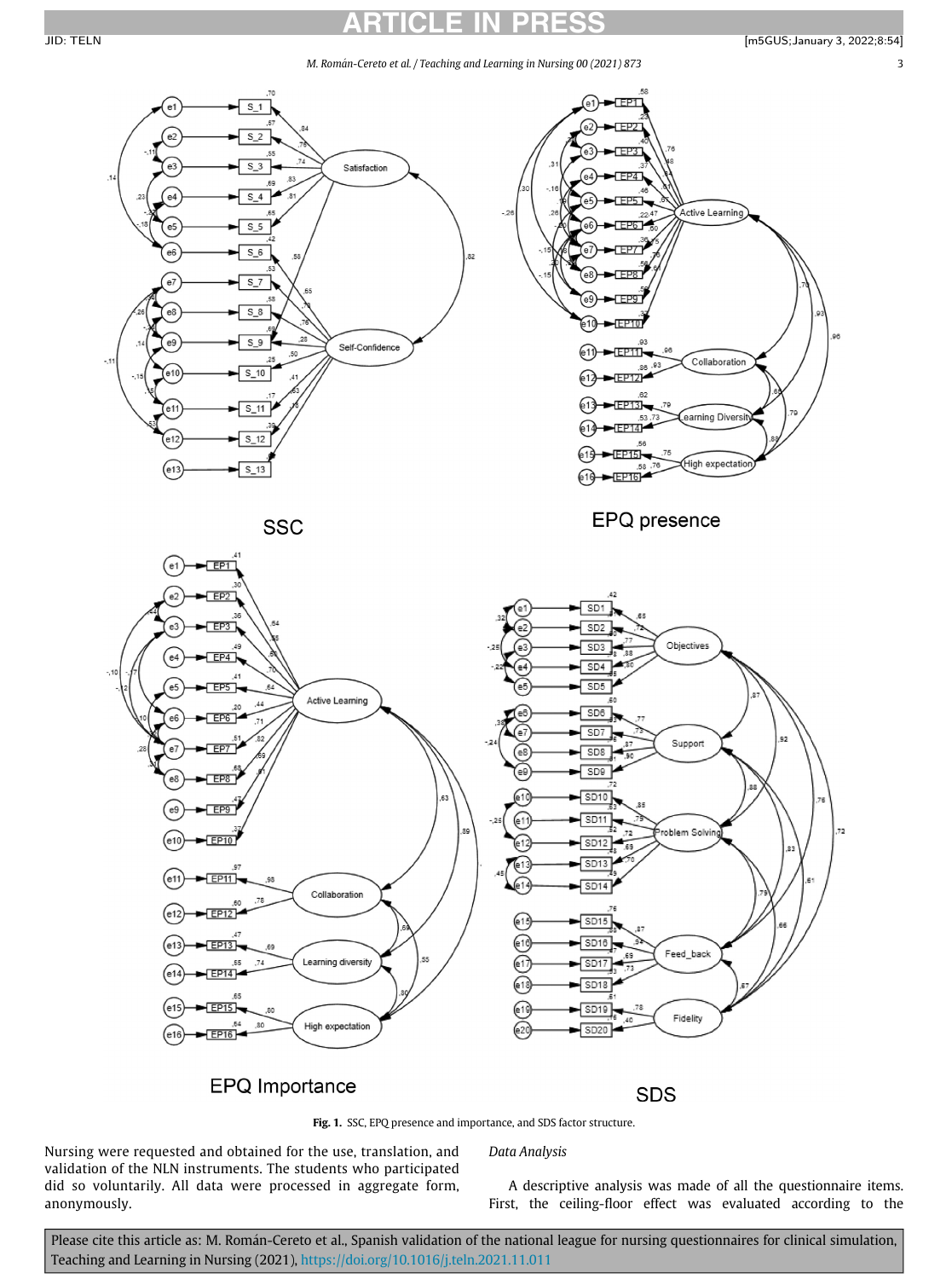Fig. 1. SSC, EPQ presence and importance, and SDS factor structure.

Nursing were requested and obtained for the use, translation, and validation of the NLN instruments. The students who participated did so voluntarily. All data were processed in aggregate form, anonymously.

*Data Analysis*

A descriptive analysis was made of all the questionnaire items. First, the ceiling-floor effect was evaluated according to the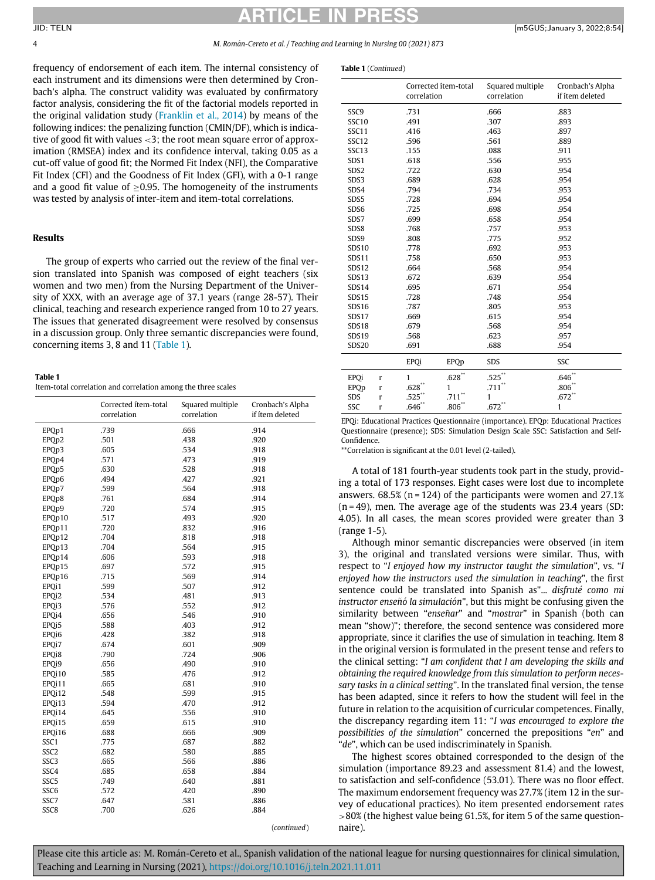frequency of endorsement of each item. The internal consistency of each instrument and its dimensions were then determined by Cronbach's alpha. The construct validity was evaluated by confirmatory factor analysis, considering the fit of the factorial models reported in the original validation study (Franklin et al., 2014) by means of the following indices: the penalizing function (CMIN/DF), which is indicative of good fit with values <3; the root mean square error of approximation (RMSEA) index and its confidence interval, taking 0.05 as a cut-off value of good fit; the Normed Fit Index (NFI), the Comparative Fit Index (CFI) and the Goodness of Fit Index (GFI), with a 0-1 range and a good fit value of ≥0.95. The homogeneity of the instruments was tested by analysis of inter-item and item-total correlations.

## Results

The group of experts who carried out the review of the final version translated into Spanish was composed of eight teachers (six women and two men) from the Nursing Department of the University of XXX, with an average age of 37.1 years (range 28-57). Their clinical, teaching and research experience ranged from 10 to 27 years. The issues that generated disagreement were resolved by consensus in a discussion group. Only three semantic discrepancies were found, concerning items 3, 8 and 11 (Table 1).

**Table 1**
Item-total correlation and correlation among the three scales

| | Corrected ítem-total correlation | Squared multiple correlation | Cronbach's Alpha if ítem deleted |
|---|---|---|---|
| EPQp1 | .739 | .666 | .914 |
| EPQp2 | .501 | .438 | .920 |
| EPQp3 | .605 | .534 | .918 |
| EPQp4 | .571 | .473 | .919 |
| EPQp5 | .630 | .528 | .918 |
| EPQp6 | .494 | .427 | .921 |
| EPQp7 | .599 | .564 | .918 |
| EPQp8 | .761 | .684 | .914 |
| EPQp9 | .720 | .574 | .915 |
| EPQp10 | .517 | .493 | .920 |
| EPQp11 | .720 | .832 | .916 |
| EPQp12 | .704 | .818 | .918 |
| EPQp13 | .704 | .564 | .915 |
| EPQp14 | .606 | .593 | .918 |
| EPQp15 | .697 | .572 | .915 |
| EPQp16 | .715 | .569 | .914 |
| EPQi1 | .599 | .507 | .912 |
| EPQi2 | .534 | .481 | .913 |
| EPQi3 | .576 | .552 | .912 |
| EPQi4 | .656 | .546 | .910 |
| EPQi5 | .588 | .403 | .912 |
| EPQi6 | .428 | .382 | .918 |
| EPQi7 | .674 | .601 | .909 |
| EPQi8 | .790 | .724 | .906 |
| EPQi9 | .656 | .490 | .910 |
| EPQi10 | .585 | .476 | .912 |
| EPQi11 | .665 | .681 | .910 |
| EPQi12 | .548 | .599 | .915 |
| EPQi13 | .594 | .470 | .912 |
| EPQi14 | .645 | .556 | .910 |
| EPQi15 | .659 | .615 | .910 |
| EPQi16 | .688 | .666 | .909 |
| SSC1 | .775 | .687 | .882 |
| SSC2 | .682 | .580 | .885 |
| SSC3 | .665 | .566 | .886 |
| SSC4 | .685 | .658 | .884 |
| SSC5 | .749 | .640 | .881 |
| SSC6 | .572 | .420 | .890 |
| SSC7 | .647 | .581 | .886 |
| SSC8 | .700 | .626 | .884 |
| SSC9 | .731 | .666 | .883 |
| SSC10 | .491 | .307 | .893 |
| SSC11 | .416 | .463 | .897 |
| SSC12 | .596 | .561 | .889 |
| SSC13 | .155 | .088 | .911 |
| SDS1 | .618 | .556 | .955 |
| SDS2 | .722 | .630 | .954 |
| SDS3 | .689 | .628 | .954 |
| SDS4 | .794 | .734 | .953 |
| SDS5 | .728 | .694 | .954 |
| SDS6 | .725 | .698 | .954 |
| SDS7 | .699 | .658 | .954 |
| SDS8 | .768 | .757 | .953 |
| SDS9 | .808 | .775 | .952 |
| SDS10 | .778 | .692 | .953 |
| SDS11 | .758 | .650 | .953 |
| SDS12 | .664 | .568 | .954 |
| SDS13 | .672 | .639 | .954 |
| SDS14 | .695 | .671 | .954 |
| SDS15 | .728 | .748 | .954 |
| SDS16 | .787 | .805 | .953 |
| SDS17 | .669 | .615 | .954 |
| SDS18 | .679 | .568 | .954 |
| SDS19 | .568 | .623 | .957 |
| SDS20 | .691 | .688 | .954 |

| | | EPQi | EPQp | SDS | SSC |
|---|---|---|---|---|---|
| EPQi | r | 1 | .628** | .525** | .646** |
| EPQp | r | .628** | 1 | .711** | .806** |
| SDS | r | .525** | .711** | 1 | .672** |
| SSC | r | .646** | .806** | .672** | 1 |

EPQi: Educational Practices Questionnaire (importance). EPQp: Educational Practices Questionnaire (presence); SDS: Simulation Design Scale SSC: Satisfaction and Self-Confidence.

**Correlation is significant at the 0.01 level (2-tailed).

A total of 181 fourth-year students took part in the study, providing a total of 173 responses. Eight cases were lost due to incomplete answers. 68.5% (n = 124) of the participants were women and 27.1% (n = 49), men. The average age of the students was 23.4 years (SD: 4.05). In all cases, the mean scores provided were greater than 3 (range 1-5).

Although minor semantic discrepancies were observed (in item 3), the original and translated versions were similar. Thus, with respect to "*I enjoyed how my instructor taught the simulation*", vs. "*I enjoyed how the instructors used the simulation in teaching*", the first sentence could be translated into Spanish as"... *disfruté como mi instructor enseñó la simulación*", but this might be confusing given the similarity between "*enseñar*" and "*mostrar*" in Spanish (both can mean "show)"; therefore, the second sentence was considered more appropriate, since it clarifies the use of simulation in teaching. Item 8 in the original version is formulated in the present tense and refers to the clinical setting: "*I am confident that I am developing the skills and obtaining the required knowledge from this simulation to perform necessary tasks in a clinical setting*". In the translated final version, the tense has been adapted, since it refers to how the student will feel in the future in relation to the acquisition of curricular competences. Finally, the discrepancy regarding item 11: "*I was encouraged to explore the possibilities of the simulation*" concerned the prepositions "*en*" and "*de*", which can be used indiscriminately in Spanish.

The highest scores obtained corresponded to the design of the simulation (importance 89.23 and assessment 81.4) and the lowest, to satisfaction and self-confidence (53.01). There was no floor effect. The maximum endorsement frequency was 27.7% (item 12 in the survey of educational practices). No item presented endorsement rates >80% (the highest value being 61.5%, for item 5 of the same questionnaire).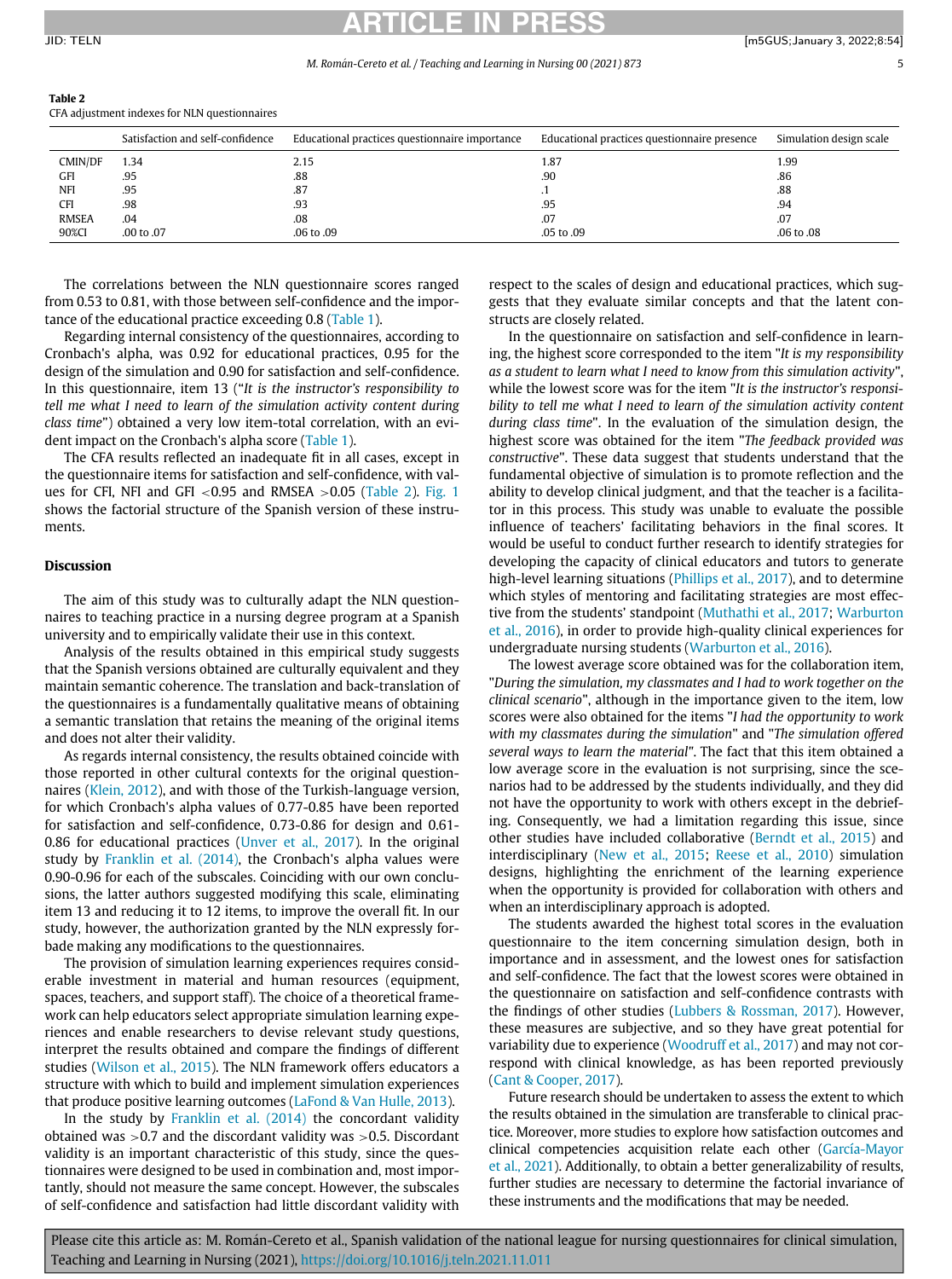**Table 2**
CFA adjustment indexes for NLN questionnaires

| | Satisfaction and self-confidence | Educational practices questionnaire importance | Educational practices questionnaire presence | Simulation design scale |
|---|---|---|---|---|
| CMIN/DF | 1.34 | 2.15 | 1.87 | 1.99 |
| GFI | .95 | .88 | .90 | .86 |
| NFI | .95 | .87 | .1 | .88 |
| CFI | .98 | .93 | .95 | .94 |
| RMSEA | .04 | .08 | .07 | .07 |
| 90%CI | .00 to .07 | .06 to .09 | .05 to .09 | .06 to .08 |

The correlations between the NLN questionnaire scores ranged from 0.53 to 0.81, with those between self-confidence and the importance of the educational practice exceeding 0.8 (Table 1).

Regarding internal consistency of the questionnaires, according to Cronbach's alpha, was 0.92 for educational practices, 0.95 for the design of the simulation and 0.90 for satisfaction and self-confidence. In this questionnaire, item 13 ("*It is the instructor's responsibility to tell me what I need to learn of the simulation activity content during class time*") obtained a very low item-total correlation, with an evident impact on the Cronbach's alpha score (Table 1).

The CFA results reflected an inadequate fit in all cases, except in the questionnaire items for satisfaction and self-confidence, with values for CFI, NFI and GFI <0.95 and RMSEA >0.05 (Table 2). Fig. 1 shows the factorial structure of the Spanish version of these instruments.

## Discussion

The aim of this study was to culturally adapt the NLN questionnaires to teaching practice in a nursing degree program at a Spanish university and to empirically validate their use in this context.

Analysis of the results obtained in this empirical study suggests that the Spanish versions obtained are culturally equivalent and they maintain semantic coherence. The translation and back-translation of the questionnaires is a fundamentally qualitative means of obtaining a semantic translation that retains the meaning of the original items and does not alter their validity.

As regards internal consistency, the results obtained coincide with those reported in other cultural contexts for the original questionnaires (Klein, 2012), and with those of the Turkish-language version, for which Cronbach's alpha values of 0.77-0.85 have been reported for satisfaction and self-confidence, 0.73-0.86 for design and 0.61-0.86 for educational practices (Unver et al., 2017). In the original study by Franklin et al. (2014), the Cronbach's alpha values were 0.90-0.96 for each of the subscales. Coinciding with our own conclusions, the latter authors suggested modifying this scale, eliminating item 13 and reducing it to 12 items, to improve the overall fit. In our study, however, the authorization granted by the NLN expressly forbade making any modifications to the questionnaires.

The provision of simulation learning experiences requires considerable investment in material and human resources (equipment, spaces, teachers, and support staff). The choice of a theoretical framework can help educators select appropriate simulation learning experiences and enable researchers to devise relevant study questions, interpret the results obtained and compare the findings of different studies (Wilson et al., 2015). The NLN framework offers educators a structure with which to build and implement simulation experiences that produce positive learning outcomes (LaFond & Van Hulle, 2013).

In the study by Franklin et al. (2014) the concordant validity obtained was >0.7 and the discordant validity was >0.5. Discordant validity is an important characteristic of this study, since the questionnaires were designed to be used in combination and, most importantly, should not measure the same concept. However, the subscales of self-confidence and satisfaction had little discordant validity with respect to the scales of design and educational practices, which suggests that they evaluate similar concepts and that the latent constructs are closely related.

In the questionnaire on satisfaction and self-confidence in learning, the highest score corresponded to the item "*It is my responsibility as a student to learn what I need to know from this simulation activity*", while the lowest score was for the item "*It is the instructor's responsibility to tell me what I need to learn of the simulation activity content during class time*". In the evaluation of the simulation design, the highest score was obtained for the item "*The feedback provided was constructive*". These data suggest that students understand that the fundamental objective of simulation is to promote reflection and the ability to develop clinical judgment, and that the teacher is a facilitator in this process. This study was unable to evaluate the possible influence of teachers' facilitating behaviors in the final scores. It would be useful to conduct further research to identify strategies for developing the capacity of clinical educators and tutors to generate high-level learning situations (Phillips et al., 2017), and to determine which styles of mentoring and facilitating strategies are most effective from the students' standpoint (Muthathi et al., 2017; Warburton et al., 2016), in order to provide high-quality clinical experiences for undergraduate nursing students (Warburton et al., 2016).

The lowest average score obtained was for the collaboration item, "*During the simulation, my classmates and I had to work together on the clinical scenario*", although in the importance given to the item, low scores were also obtained for the items "*I had the opportunity to work with my classmates during the simulation*" and "*The simulation offered several ways to learn the material*". The fact that this item obtained a low average score in the evaluation is not surprising, since the scenarios had to be addressed by the students individually, and they did not have the opportunity to work with others except in the debriefing. Consequently, we had a limitation regarding this issue, since other studies have included collaborative (Berndt et al., 2015) and interdisciplinary (New et al., 2015; Reese et al., 2010) simulation designs, highlighting the enrichment of the learning experience when the opportunity is provided for collaboration with others and when an interdisciplinary approach is adopted.

The students awarded the highest total scores in the evaluation questionnaire to the item concerning simulation design, both in importance and in assessment, and the lowest ones for satisfaction and self-confidence. The fact that the lowest scores were obtained in the questionnaire on satisfaction and self-confidence contrasts with the findings of other studies (Lubbers & Rossman, 2017). However, these measures are subjective, and so they have great potential for variability due to experience (Woodruff et al., 2017) and may not correspond with clinical knowledge, as has been reported previously (Cant & Cooper, 2017).

Future research should be undertaken to assess the extent to which the results obtained in the simulation are transferable to clinical practice. Moreover, more studies to explore how satisfaction outcomes and clinical competencies acquisition relate each other (García-Mayor et al., 2021). Additionally, to obtain a better generalizability of results, further studies are necessary to determine the factorial invariance of these instruments and the modifications that may be needed.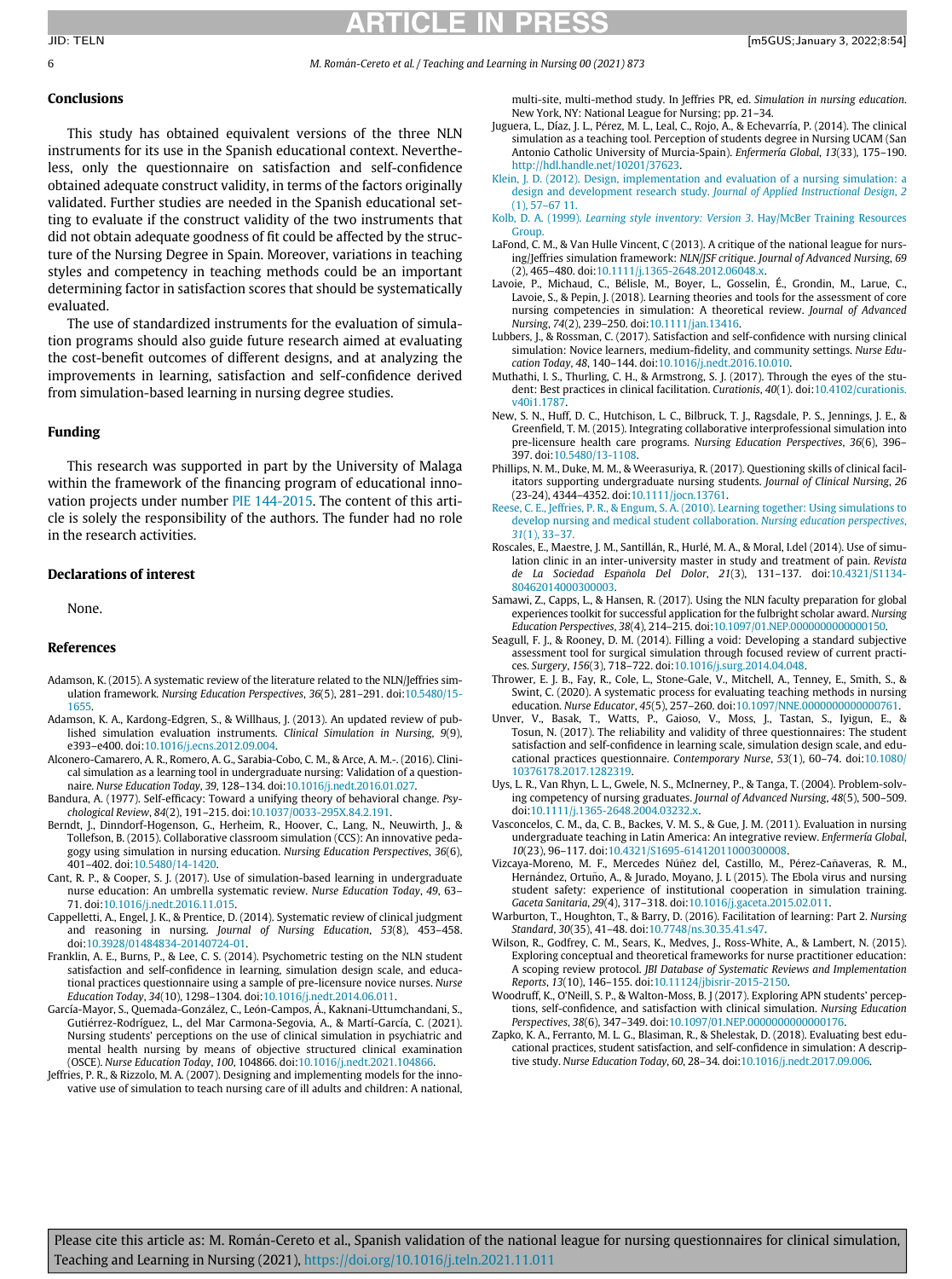## Conclusions

This study has obtained equivalent versions of the three NLN instruments for its use in the Spanish educational context. Nevertheless, only the questionnaire on satisfaction and self-confidence obtained adequate construct validity, in terms of the factors originally validated. Further studies are needed in the Spanish educational setting to evaluate if the construct validity of the two instruments that did not obtain adequate goodness of fit could be affected by the structure of the Nursing Degree in Spain. Moreover, variations in teaching styles and competency in teaching methods could be an important determining factor in satisfaction scores that should be systematically evaluated.

The use of standardized instruments for the evaluation of simulation programs should also guide future research aimed at evaluating the cost-benefit outcomes of different designs, and at analyzing the improvements in learning, satisfaction and self-confidence derived from simulation-based learning in nursing degree studies.

## Funding

This research was supported in part by the University of Malaga within the framework of the financing program of educational innovation projects under number PIE 144-2015. The content of this article is solely the responsibility of the authors. The funder had no role in the research activities.

## Declarations of interest

None.

## References

Adamson, K. (2015). A systematic review of the literature related to the NLN/Jeffries simulation framework. *Nursing Education Perspectives*, *36*(5), 281–291. doi:10.5480/15-1655.

Adamson, K. A., Kardong-Edgren, S., & Willhaus, J. (2013). An updated review of published simulation evaluation instruments. *Clinical Simulation in Nursing*, *9*(9), e393–e400. doi:10.1016/j.ecns.2012.09.004.

Alconero-Camarero, A. R., Romero, A. G., Sarabia-Cobo, C. M., & Arce, A. M.-. (2016). Clinical simulation as a learning tool in undergraduate nursing: Validation of a questionnaire. *Nurse Education Today*, *39*, 128–134. doi:10.1016/j.nedt.2016.01.027.

Bandura, A. (1977). Self-efficacy: Toward a unifying theory of behavioral change. *Psychological Review*, *84*(2), 191–215. doi:10.1037/0033-295X.84.2.191.

Berndt, J., Dinndorf-Hogenson, G., Herheim, R., Hoover, C., Lang, N., Neuwirth, J., & Tollefson, B. (2015). Collaborative classroom simulation (CCS): An innovative pedagogy using simulation in nursing education. *Nursing Education Perspectives*, *36*(6), 401–402. doi:10.5480/14-1420.

Cant, R. P., & Cooper, S. J. (2017). Use of simulation-based learning in undergraduate nurse education: An umbrella systematic review. *Nurse Education Today*, *49*, 63–71. doi:10.1016/j.nedt.2016.11.015.

Cappelletti, A., Engel, J. K., & Prentice, D. (2014). Systematic review of clinical judgment and reasoning in nursing. *Journal of Nursing Education*, *53*(8), 453–458. doi:10.3928/01484834-20140724-01.

Franklin, A. E., Burns, P., & Lee, C. S. (2014). Psychometric testing on the NLN student satisfaction and self-confidence in learning, simulation design scale, and educational practices questionnaire using a sample of pre-licensure novice nurses. *Nurse Education Today*, *34*(10), 1298–1304. doi:10.1016/j.nedt.2014.06.011.

García-Mayor, S., Quemada-González, C., León-Campos, Á., Kaknani-Uttumchandani, S., Gutiérrez-Rodríguez, L., del Mar Carmona-Segovia, A., & Martí-García, C. (2021). Nursing students' perceptions on the use of clinical simulation in psychiatric and mental health nursing by means of objective structured clinical examination (OSCE). *Nurse Education Today*, *100*, 104866. doi:10.1016/j.nedt.2021.104866.

Jeffries, P. R., & Rizzolo, M. A. (2007). Designing and implementing models for the innovative use of simulation to teach nursing care of ill adults and children: A national, multi-site, multi-method study. In Jeffries PR, ed. *Simulation in nursing education*. New York, NY: National League for Nursing; pp. 21–34.

Juguera, L., Díaz, J. L., Pérez, M. L., Leal, C., Rojo, A., & Echevarría, P. (2014). The clinical simulation as a teaching tool. Perception of students degree in Nursing UCAM (San Antonio Catholic University of Murcia-Spain). *Enfermería Global*, *13*(33), 175–190. http://hdl.handle.net/10201/37623.

Klein, J. D. (2012). Design, implementation and evaluation of a nursing simulation: a design and development research study. *Journal of Applied Instructional Design, 2* (1), 57–67 11.

Kolb, D. A. (1999). *Learning style inventory: Version 3*. Hay/McBer Training Resources Group.

LaFond, C. M., & Van Hulle Vincent, C (2013). A critique of the national league for nursing/Jeffries simulation framework: *NLN/JSF critique*. *Journal of Advanced Nursing*, *69* (2), 465–480. doi:10.1111/j.1365-2648.2012.06048.x.

Lavoie, P., Michaud, C., Bélisle, M., Boyer, L., Gosselin, É., Grondin, M., Larue, C., Lavoie, S., & Pepin, J. (2018). Learning theories and tools for the assessment of core nursing competencies in simulation: A theoretical review. *Journal of Advanced Nursing*, *74*(2), 239–250. doi:10.1111/jan.13416.

Lubbers, J., & Rossman, C. (2017). Satisfaction and self-confidence with nursing clinical simulation: Novice learners, medium-fidelity, and community settings. *Nurse Education Today*, *48*, 140–144. doi:10.1016/j.nedt.2016.10.010.

Muthathi, I. S., Thurling, C. H., & Armstrong, S. J. (2017). Through the eyes of the student: Best practices in clinical facilitation. *Curationis*, *40*(1). doi:10.4102/curationis.v40i1.1787.

New, S. N., Huff, D. C., Hutchison, L. C., Bilbruck, T. J., Ragsdale, P. S., Jennings, J. E., & Greenfield, T. M. (2015). Integrating collaborative interprofessional simulation into pre-licensure health care programs. *Nursing Education Perspectives*, *36*(6), 396–397. doi:10.5480/13-1108.

Phillips, N. M., Duke, M. M., & Weerasuriya, R. (2017). Questioning skills of clinical facilitators supporting undergraduate nursing students. *Journal of Clinical Nursing*, *26* (23-24), 4344–4352. doi:10.1111/jocn.13761.

Reese, C. E., Jeffries, P. R., & Engum, S. A. (2010). Learning together: Using simulations to develop nursing and medical student collaboration. *Nursing education perspectives, 31*(1), 33–37.

Roscales, E., Maestre, J. M., Santillán, R., Hurlé, M. A., & Moral, I.del (2014). Use of simulation clinic in an inter-university master in study and treatment of pain. *Revista de La Sociedad Española Del Dolor*, *21*(3), 131–137. doi:10.4321/S1134-80462014000300003.

Samawi, Z., Capps, L., & Hansen, R. (2017). Using the NLN faculty preparation for global experiences toolkit for successful application for the fulbright scholar award. *Nursing Education Perspectives*, *38*(4), 214–215. doi:10.1097/01.NEP.0000000000000150.

Seagull, F. J., & Rooney, D. M. (2014). Filling a void: Developing a standard subjective assessment tool for surgical simulation through focused review of current practices. *Surgery*, *156*(3), 718–722. doi:10.1016/j.surg.2014.04.048.

Thrower, E. J. B., Fay, R., Cole, L., Stone-Gale, V., Mitchell, A., Tenney, E., Smith, S., & Swint, C. (2020). A systematic process for evaluating teaching methods in nursing education. *Nurse Educator*, *45*(5), 257–260. doi:10.1097/NNE.0000000000000761.

Unver, V., Basak, T., Watts, P., Gaioso, V., Moss, J., Tastan, S., Iyigun, E., & Tosun, N. (2017). The reliability and validity of three questionnaires: The student satisfaction and self-confidence in learning scale, simulation design scale, and educational practices questionnaire. *Contemporary Nurse*, *53*(1), 60–74. doi:10.1080/10376178.2017.1282319.

Uys, L. R., Van Rhyn, L. L., Gwele, N. S., McInerney, P., & Tanga, T. (2004). Problem-solving competency of nursing graduates. *Journal of Advanced Nursing*, *48*(5), 500–509. doi:10.1111/j.1365-2648.2004.03232.x.

Vasconcelos, C. M., da, C. B., Backes, V. M. S., & Gue, J. M. (2011). Evaluation in nursing undergraduate teaching in Latin America: An integrative review. *Enfermería Global*, *10*(23), 96–117. doi:10.4321/S1695-61412011000300008.

Vizcaya-Moreno, M. F., Mercedes Núñez del Castillo, M., Pérez-Cañaveras, R. M., Hernández, Ortuño, A., & Jurado, Moyano, J. L (2015). The Ebola virus and nursing student safety: experience of institutional cooperation in simulation training. *Gaceta Sanitaria*, *29*(4), 317–318. doi:10.1016/j.gaceta.2015.02.011.

Warburton, T., Houghton, T., & Barry, D. (2016). Facilitation of learning: Part 2. *Nursing Standard*, *30*(35), 41–48. doi:10.7748/ns.30.35.41.s47.

Wilson, R., Godfrey, C. M., Sears, K., Medves, J., Ross-White, A., & Lambert, N. (2015). Exploring conceptual and theoretical frameworks for nurse practitioner education: A scoping review protocol. *JBI Database of Systematic Reviews and Implementation Reports*, *13*(10), 146–155. doi:10.11124/jbisrir-2015-2150.

Woodruff, K., O'Neill, S. P., & Walton-Moss, B. J (2017). Exploring APN students' perceptions, self-confidence, and satisfaction with clinical simulation. *Nursing Education Perspectives*, *38*(6), 347–349. doi:10.1097/01.NEP.0000000000000176.

Zapko, K. A., Ferranto, M. L. G., Blasiman, R., & Shelestak, D. (2018). Evaluating best educational practices, student satisfaction, and self-confidence in simulation: A descriptive study. *Nurse Education Today*, *60*, 28–34. doi:10.1016/j.nedt.2017.09.006.